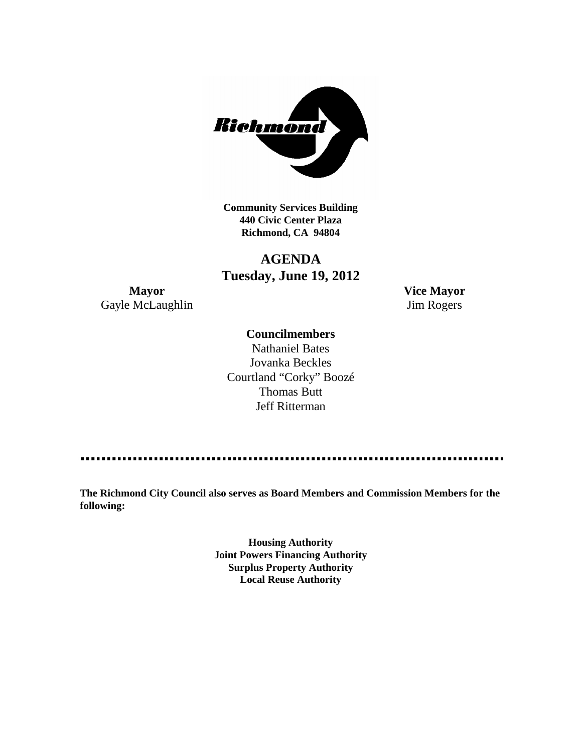**Community Services Building**
**440 Civic Center Plaza**
**Richmond, CA 94804**

# AGENDA
## Tuesday, June 19, 2012

**Mayor**
Gayle McLaughlin

**Vice Mayor**
Jim Rogers

**Councilmembers**
Nathaniel Bates
Jovanka Beckles
Courtland "Corky" Boozé
Thomas Butt
Jeff Ritterman

---

**The Richmond City Council also serves as Board Members and Commission Members for the following:**

**Housing Authority**
**Joint Powers Financing Authority**
**Surplus Property Authority**
**Local Reuse Authority**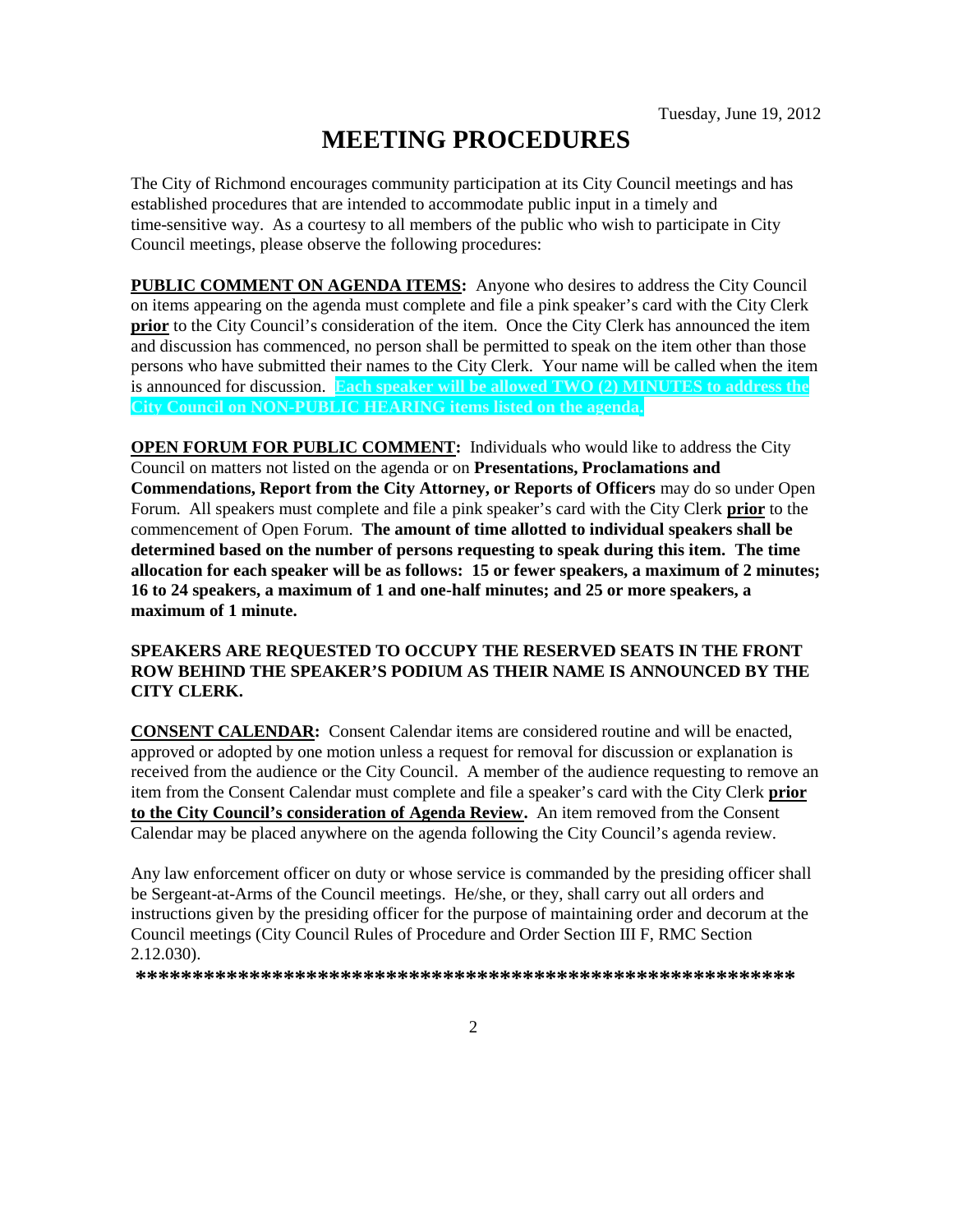Tuesday, June 19, 2012

# MEETING PROCEDURES

The City of Richmond encourages community participation at its City Council meetings and has established procedures that are intended to accommodate public input in a timely and time-sensitive way. As a courtesy to all members of the public who wish to participate in City Council meetings, please observe the following procedures:

**PUBLIC COMMENT ON AGENDA ITEMS:** Anyone who desires to address the City Council on items appearing on the agenda must complete and file a pink speaker's card with the City Clerk **prior** to the City Council's consideration of the item. Once the City Clerk has announced the item and discussion has commenced, no person shall be permitted to speak on the item other than those persons who have submitted their names to the City Clerk. Your name will be called when the item is announced for discussion. **Each speaker will be allowed TWO (2) MINUTES to address the City Council on NON-PUBLIC HEARING items listed on the agenda.**

**OPEN FORUM FOR PUBLIC COMMENT:** Individuals who would like to address the City Council on matters not listed on the agenda or on **Presentations, Proclamations and Commendations, Report from the City Attorney, or Reports of Officers** may do so under Open Forum. All speakers must complete and file a pink speaker's card with the City Clerk **prior** to the commencement of Open Forum. **The amount of time allotted to individual speakers shall be determined based on the number of persons requesting to speak during this item. The time allocation for each speaker will be as follows: 15 or fewer speakers, a maximum of 2 minutes; 16 to 24 speakers, a maximum of 1 and one-half minutes; and 25 or more speakers, a maximum of 1 minute.**

**SPEAKERS ARE REQUESTED TO OCCUPY THE RESERVED SEATS IN THE FRONT ROW BEHIND THE SPEAKER'S PODIUM AS THEIR NAME IS ANNOUNCED BY THE CITY CLERK.**

**CONSENT CALENDAR:** Consent Calendar items are considered routine and will be enacted, approved or adopted by one motion unless a request for removal for discussion or explanation is received from the audience or the City Council. A member of the audience requesting to remove an item from the Consent Calendar must complete and file a speaker's card with the City Clerk **prior to the City Council's consideration of Agenda Review.** An item removed from the Consent Calendar may be placed anywhere on the agenda following the City Council's agenda review.

Any law enforcement officer on duty or whose service is commanded by the presiding officer shall be Sergeant-at-Arms of the Council meetings. He/she, or they, shall carry out all orders and instructions given by the presiding officer for the purpose of maintaining order and decorum at the Council meetings (City Council Rules of Procedure and Order Section III F, RMC Section 2.12.030).

**************************************************************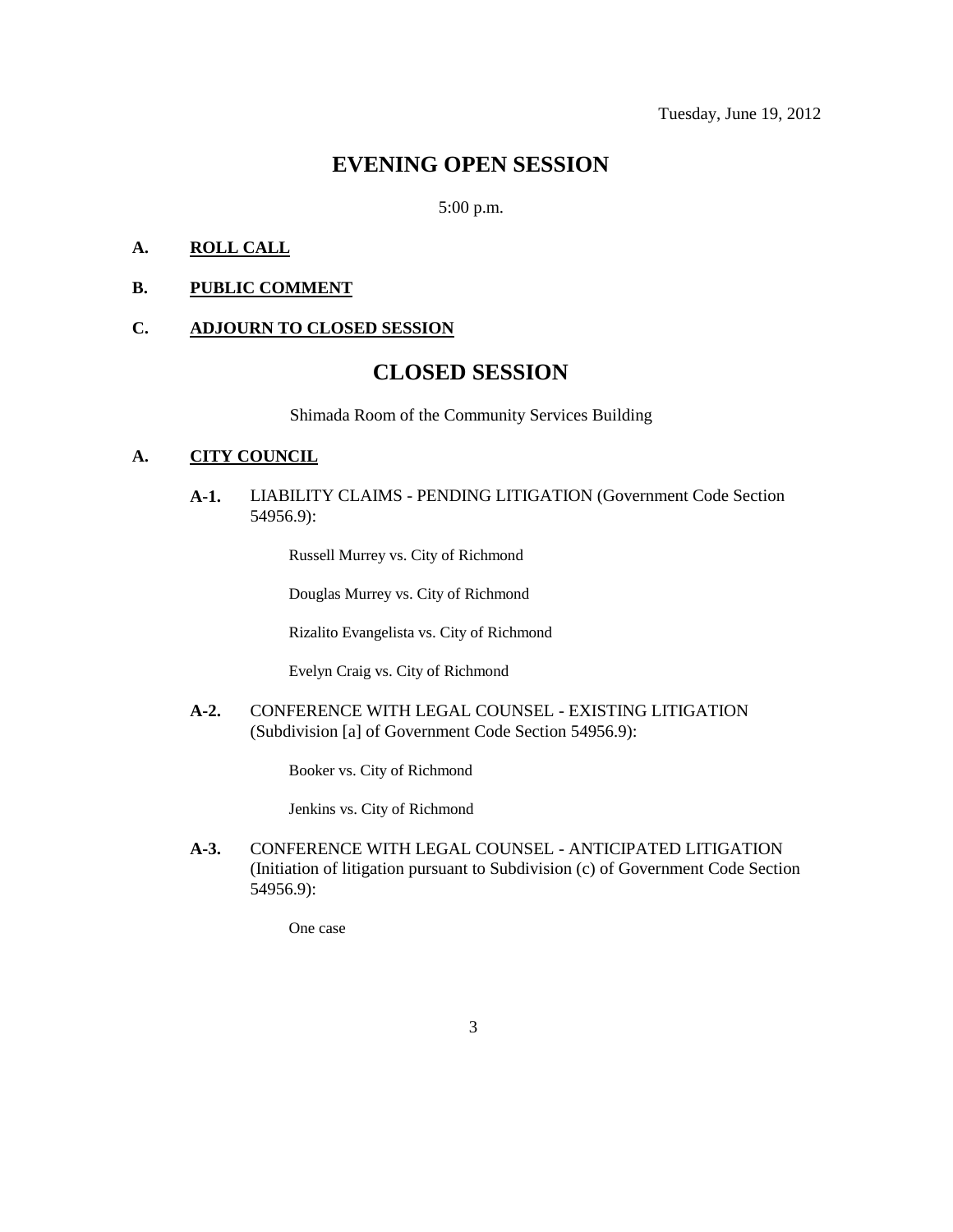Tuesday, June 19, 2012

# EVENING OPEN SESSION

5:00 p.m.

**A. ROLL CALL**

**B. PUBLIC COMMENT**

**C. ADJOURN TO CLOSED SESSION**

# CLOSED SESSION

Shimada Room of the Community Services Building

**A. CITY COUNCIL**

**A-1.** LIABILITY CLAIMS - PENDING LITIGATION (Government Code Section 54956.9):

Russell Murrey vs. City of Richmond

Douglas Murrey vs. City of Richmond

Rizalito Evangelista vs. City of Richmond

Evelyn Craig vs. City of Richmond

**A-2.** CONFERENCE WITH LEGAL COUNSEL - EXISTING LITIGATION (Subdivision [a] of Government Code Section 54956.9):

Booker vs. City of Richmond

Jenkins vs. City of Richmond

**A-3.** CONFERENCE WITH LEGAL COUNSEL - ANTICIPATED LITIGATION (Initiation of litigation pursuant to Subdivision (c) of Government Code Section 54956.9):

One case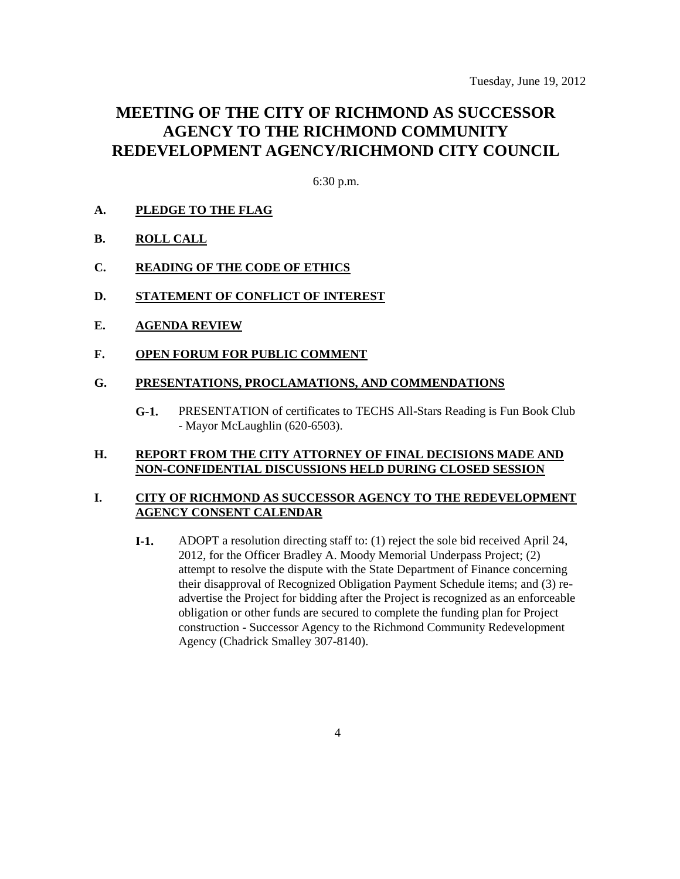Tuesday, June 19, 2012

# MEETING OF THE CITY OF RICHMOND AS SUCCESSOR AGENCY TO THE RICHMOND COMMUNITY REDEVELOPMENT AGENCY/RICHMOND CITY COUNCIL

6:30 p.m.

**A. PLEDGE TO THE FLAG**

**B. ROLL CALL**

**C. READING OF THE CODE OF ETHICS**

**D. STATEMENT OF CONFLICT OF INTEREST**

**E. AGENDA REVIEW**

**F. OPEN FORUM FOR PUBLIC COMMENT**

**G. PRESENTATIONS, PROCLAMATIONS, AND COMMENDATIONS**

**G-1.** PRESENTATION of certificates to TECHS All-Stars Reading is Fun Book Club - Mayor McLaughlin (620-6503).

**H. REPORT FROM THE CITY ATTORNEY OF FINAL DECISIONS MADE AND NON-CONFIDENTIAL DISCUSSIONS HELD DURING CLOSED SESSION**

**I. CITY OF RICHMOND AS SUCCESSOR AGENCY TO THE REDEVELOPMENT AGENCY CONSENT CALENDAR**

**I-1.** ADOPT a resolution directing staff to: (1) reject the sole bid received April 24, 2012, for the Officer Bradley A. Moody Memorial Underpass Project; (2) attempt to resolve the dispute with the State Department of Finance concerning their disapproval of Recognized Obligation Payment Schedule items; and (3) re-advertise the Project for bidding after the Project is recognized as an enforceable obligation or other funds are secured to complete the funding plan for Project construction - Successor Agency to the Richmond Community Redevelopment Agency (Chadrick Smalley 307-8140).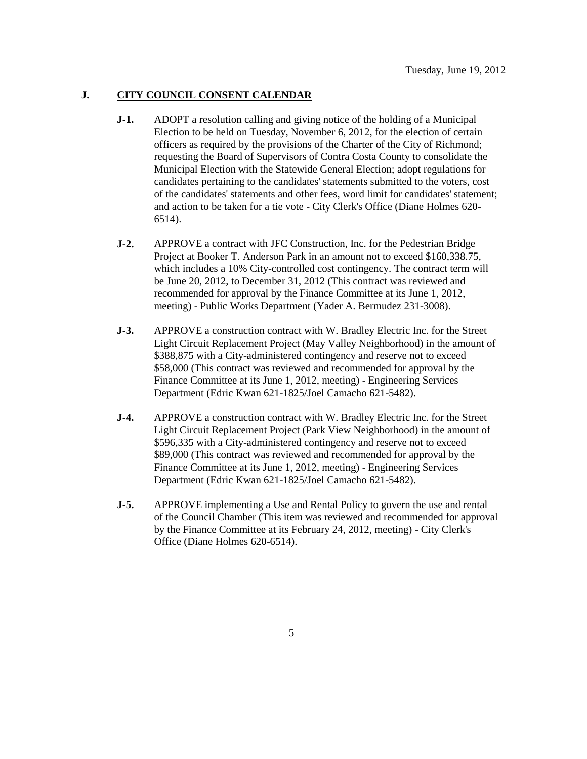Tuesday, June 19, 2012

## J. CITY COUNCIL CONSENT CALENDAR

**J-1.** ADOPT a resolution calling and giving notice of the holding of a Municipal Election to be held on Tuesday, November 6, 2012, for the election of certain officers as required by the provisions of the Charter of the City of Richmond; requesting the Board of Supervisors of Contra Costa County to consolidate the Municipal Election with the Statewide General Election; adopt regulations for candidates pertaining to the candidates' statements submitted to the voters, cost of the candidates' statements and other fees, word limit for candidates' statement; and action to be taken for a tie vote - City Clerk's Office (Diane Holmes 620-6514).

**J-2.** APPROVE a contract with JFC Construction, Inc. for the Pedestrian Bridge Project at Booker T. Anderson Park in an amount not to exceed $160,338.75, which includes a 10% City-controlled cost contingency. The contract term will be June 20, 2012, to December 31, 2012 (This contract was reviewed and recommended for approval by the Finance Committee at its June 1, 2012, meeting) - Public Works Department (Yader A. Bermudez 231-3008).

**J-3.** APPROVE a construction contract with W. Bradley Electric Inc. for the Street Light Circuit Replacement Project (May Valley Neighborhood) in the amount of $388,875 with a City-administered contingency and reserve not to exceed $58,000 (This contract was reviewed and recommended for approval by the Finance Committee at its June 1, 2012, meeting) - Engineering Services Department (Edric Kwan 621-1825/Joel Camacho 621-5482).

**J-4.** APPROVE a construction contract with W. Bradley Electric Inc. for the Street Light Circuit Replacement Project (Park View Neighborhood) in the amount of $596,335 with a City-administered contingency and reserve not to exceed $89,000 (This contract was reviewed and recommended for approval by the Finance Committee at its June 1, 2012, meeting) - Engineering Services Department (Edric Kwan 621-1825/Joel Camacho 621-5482).

**J-5.** APPROVE implementing a Use and Rental Policy to govern the use and rental of the Council Chamber (This item was reviewed and recommended for approval by the Finance Committee at its February 24, 2012, meeting) - City Clerk's Office (Diane Holmes 620-6514).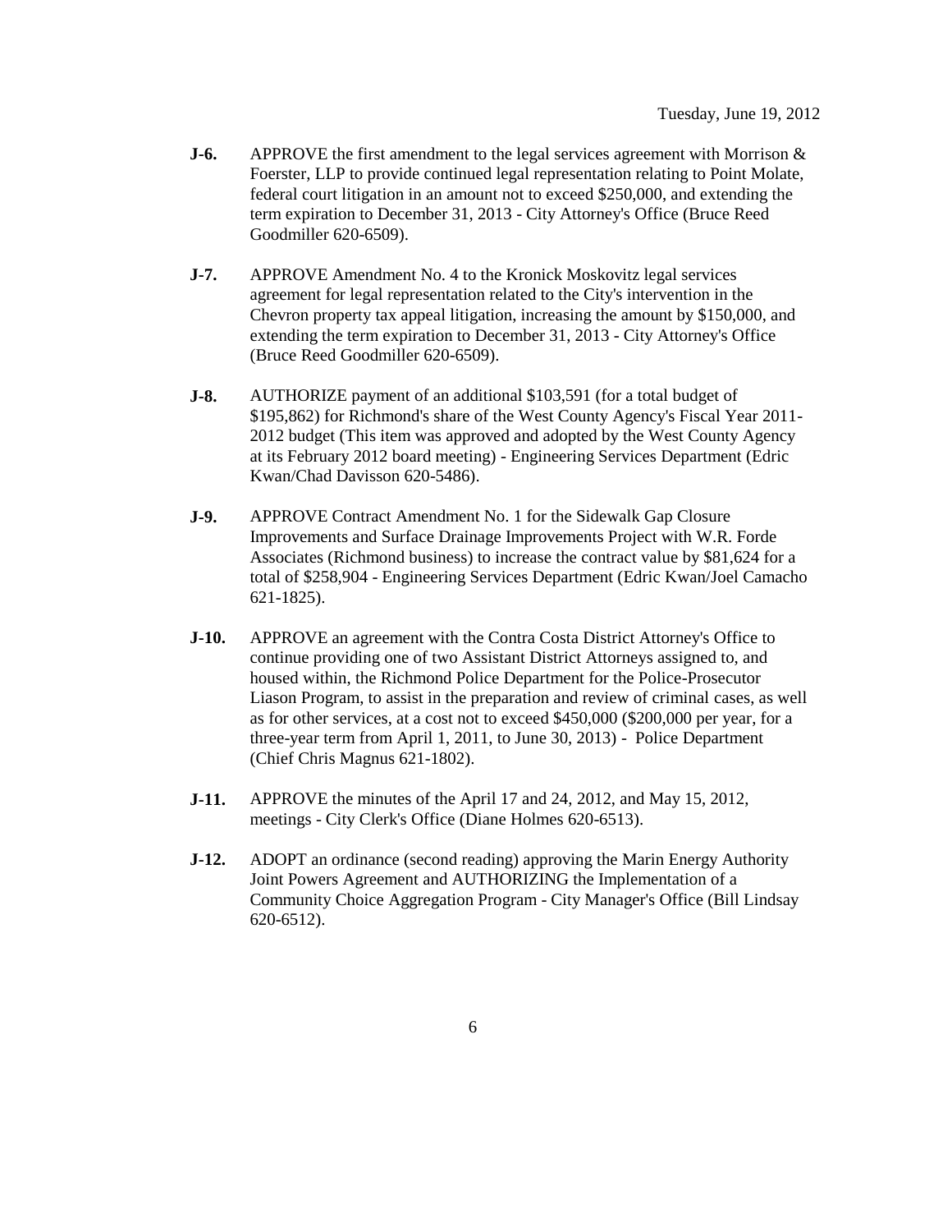**J-6.** APPROVE the first amendment to the legal services agreement with Morrison & Foerster, LLP to provide continued legal representation relating to Point Molate, federal court litigation in an amount not to exceed $250,000, and extending the term expiration to December 31, 2013 - City Attorney's Office (Bruce Reed Goodmiller 620-6509).

**J-7.** APPROVE Amendment No. 4 to the Kronick Moskovitz legal services agreement for legal representation related to the City's intervention in the Chevron property tax appeal litigation, increasing the amount by $150,000, and extending the term expiration to December 31, 2013 - City Attorney's Office (Bruce Reed Goodmiller 620-6509).

**J-8.** AUTHORIZE payment of an additional $103,591 (for a total budget of $195,862) for Richmond's share of the West County Agency's Fiscal Year 2011-2012 budget (This item was approved and adopted by the West County Agency at its February 2012 board meeting) - Engineering Services Department (Edric Kwan/Chad Davisson 620-5486).

**J-9.** APPROVE Contract Amendment No. 1 for the Sidewalk Gap Closure Improvements and Surface Drainage Improvements Project with W.R. Forde Associates (Richmond business) to increase the contract value by $81,624 for a total of $258,904 - Engineering Services Department (Edric Kwan/Joel Camacho 621-1825).

**J-10.** APPROVE an agreement with the Contra Costa District Attorney's Office to continue providing one of two Assistant District Attorneys assigned to, and housed within, the Richmond Police Department for the Police-Prosecutor Liason Program, to assist in the preparation and review of criminal cases, as well as for other services, at a cost not to exceed $450,000 ($200,000 per year, for a three-year term from April 1, 2011, to June 30, 2013) - Police Department (Chief Chris Magnus 621-1802).

**J-11.** APPROVE the minutes of the April 17 and 24, 2012, and May 15, 2012, meetings - City Clerk's Office (Diane Holmes 620-6513).

**J-12.** ADOPT an ordinance (second reading) approving the Marin Energy Authority Joint Powers Agreement and AUTHORIZING the Implementation of a Community Choice Aggregation Program - City Manager's Office (Bill Lindsay 620-6512).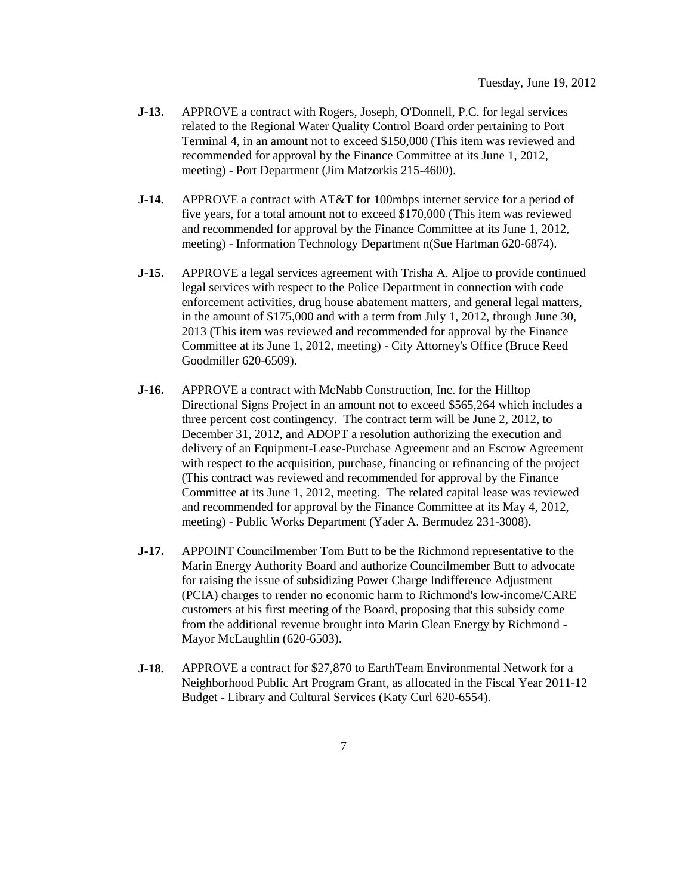- **J-13.** APPROVE a contract with Rogers, Joseph, O'Donnell, P.C. for legal services related to the Regional Water Quality Control Board order pertaining to Port Terminal 4, in an amount not to exceed $150,000 (This item was reviewed and recommended for approval by the Finance Committee at its June 1, 2012, meeting) - Port Department (Jim Matzorkis 215-4600).

- **J-14.** APPROVE a contract with AT&T for 100mbps internet service for a period of five years, for a total amount not to exceed $170,000 (This item was reviewed and recommended for approval by the Finance Committee at its June 1, 2012, meeting) - Information Technology Department n(Sue Hartman 620-6874).

- **J-15.** APPROVE a legal services agreement with Trisha A. Aljoe to provide continued legal services with respect to the Police Department in connection with code enforcement activities, drug house abatement matters, and general legal matters, in the amount of $175,000 and with a term from July 1, 2012, through June 30, 2013 (This item was reviewed and recommended for approval by the Finance Committee at its June 1, 2012, meeting) - City Attorney's Office (Bruce Reed Goodmiller 620-6509).

- **J-16.** APPROVE a contract with McNabb Construction, Inc. for the Hilltop Directional Signs Project in an amount not to exceed $565,264 which includes a three percent cost contingency. The contract term will be June 2, 2012, to December 31, 2012, and ADOPT a resolution authorizing the execution and delivery of an Equipment-Lease-Purchase Agreement and an Escrow Agreement with respect to the acquisition, purchase, financing or refinancing of the project (This contract was reviewed and recommended for approval by the Finance Committee at its June 1, 2012, meeting. The related capital lease was reviewed and recommended for approval by the Finance Committee at its May 4, 2012, meeting) - Public Works Department (Yader A. Bermudez 231-3008).

- **J-17.** APPOINT Councilmember Tom Butt to be the Richmond representative to the Marin Energy Authority Board and authorize Councilmember Butt to advocate for raising the issue of subsidizing Power Charge Indifference Adjustment (PCIA) charges to render no economic harm to Richmond's low-income/CARE customers at his first meeting of the Board, proposing that this subsidy come from the additional revenue brought into Marin Clean Energy by Richmond - Mayor McLaughlin (620-6503).

- **J-18.** APPROVE a contract for $27,870 to EarthTeam Environmental Network for a Neighborhood Public Art Program Grant, as allocated in the Fiscal Year 2011-12 Budget - Library and Cultural Services (Katy Curl 620-6554).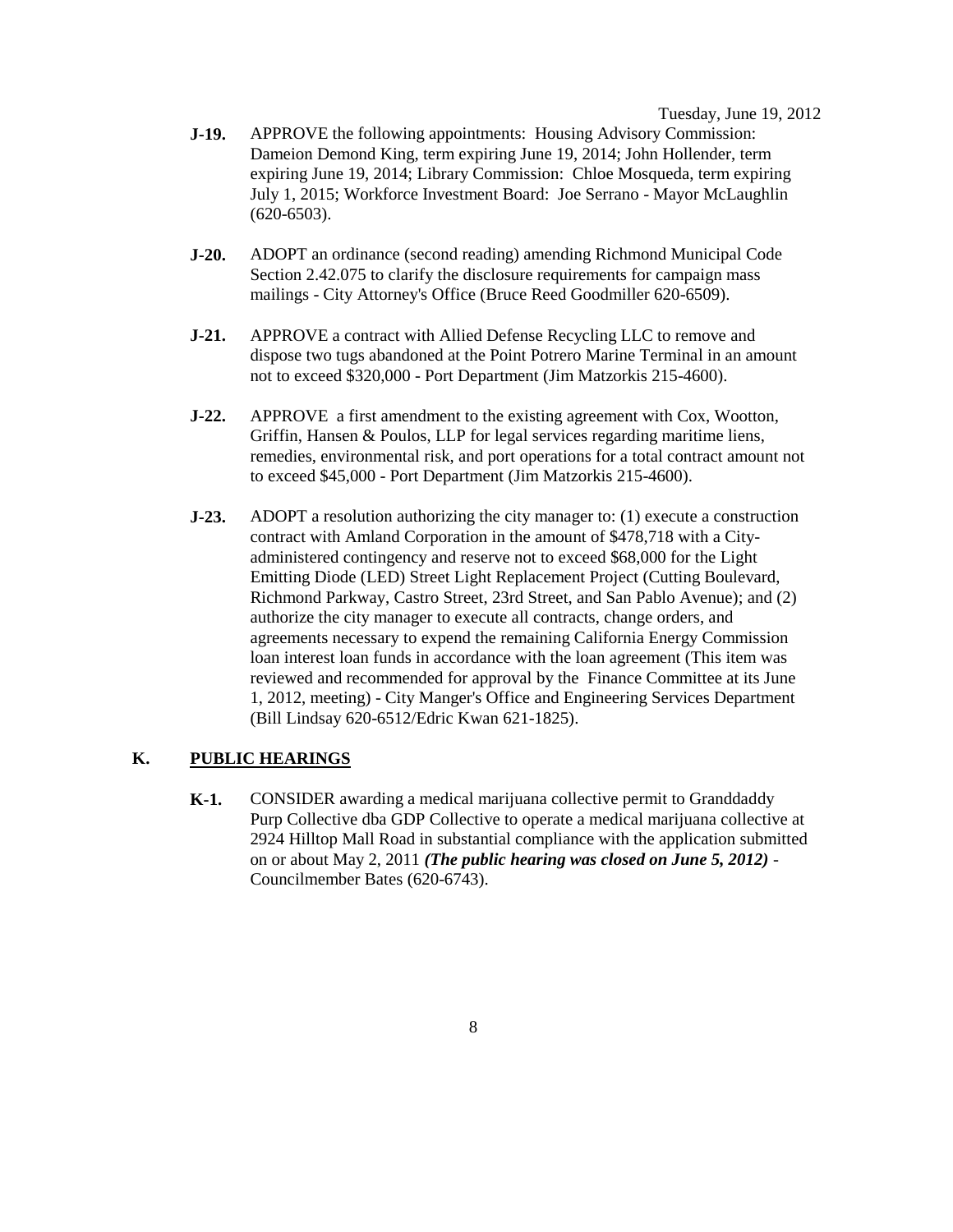**J-19.** APPROVE the following appointments: Housing Advisory Commission: Dameion Demond King, term expiring June 19, 2014; John Hollender, term expiring June 19, 2014; Library Commission: Chloe Mosqueda, term expiring July 1, 2015; Workforce Investment Board: Joe Serrano - Mayor McLaughlin (620-6503).

**J-20.** ADOPT an ordinance (second reading) amending Richmond Municipal Code Section 2.42.075 to clarify the disclosure requirements for campaign mass mailings - City Attorney's Office (Bruce Reed Goodmiller 620-6509).

**J-21.** APPROVE a contract with Allied Defense Recycling LLC to remove and dispose two tugs abandoned at the Point Potrero Marine Terminal in an amount not to exceed $320,000 - Port Department (Jim Matzorkis 215-4600).

**J-22.** APPROVE a first amendment to the existing agreement with Cox, Wootton, Griffin, Hansen & Poulos, LLP for legal services regarding maritime liens, remedies, environmental risk, and port operations for a total contract amount not to exceed $45,000 - Port Department (Jim Matzorkis 215-4600).

**J-23.** ADOPT a resolution authorizing the city manager to: (1) execute a construction contract with Amland Corporation in the amount of $478,718 with a City-administered contingency and reserve not to exceed $68,000 for the Light Emitting Diode (LED) Street Light Replacement Project (Cutting Boulevard, Richmond Parkway, Castro Street, 23rd Street, and San Pablo Avenue); and (2) authorize the city manager to execute all contracts, change orders, and agreements necessary to expend the remaining California Energy Commission loan interest loan funds in accordance with the loan agreement (This item was reviewed and recommended for approval by the Finance Committee at its June 1, 2012, meeting) - City Manger's Office and Engineering Services Department (Bill Lindsay 620-6512/Edric Kwan 621-1825).

## K. PUBLIC HEARINGS

**K-1.** CONSIDER awarding a medical marijuana collective permit to Granddaddy Purp Collective dba GDP Collective to operate a medical marijuana collective at 2924 Hilltop Mall Road in substantial compliance with the application submitted on or about May 2, 2011 ***(The public hearing was closed on June 5, 2012)*** - Councilmember Bates (620-6743).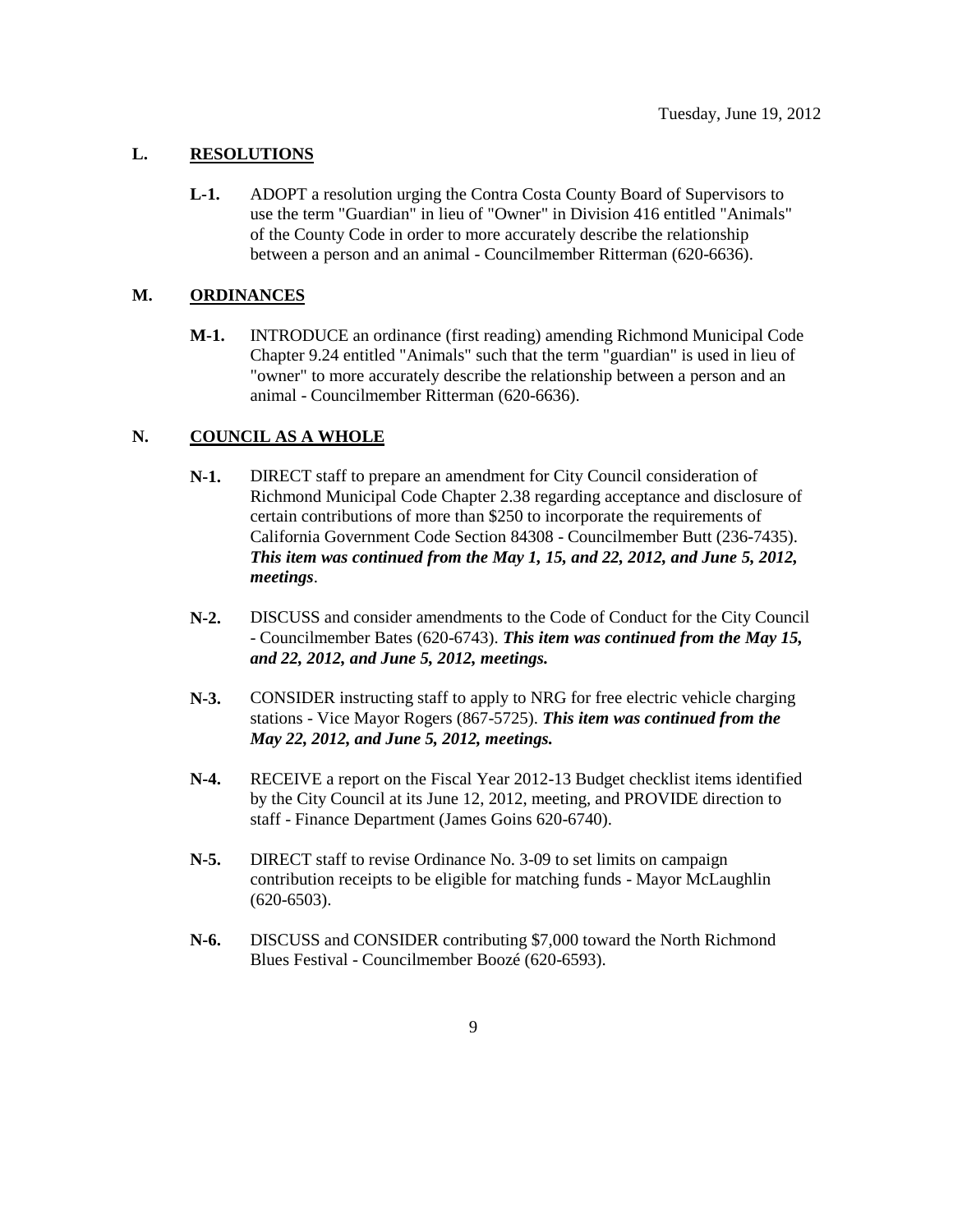Tuesday, June 19, 2012

## L. RESOLUTIONS

**L-1.** ADOPT a resolution urging the Contra Costa County Board of Supervisors to use the term "Guardian" in lieu of "Owner" in Division 416 entitled "Animals" of the County Code in order to more accurately describe the relationship between a person and an animal - Councilmember Ritterman (620-6636).

## M. ORDINANCES

**M-1.** INTRODUCE an ordinance (first reading) amending Richmond Municipal Code Chapter 9.24 entitled "Animals" such that the term "guardian" is used in lieu of "owner" to more accurately describe the relationship between a person and an animal - Councilmember Ritterman (620-6636).

## N. COUNCIL AS A WHOLE

**N-1.** DIRECT staff to prepare an amendment for City Council consideration of Richmond Municipal Code Chapter 2.38 regarding acceptance and disclosure of certain contributions of more than $250 to incorporate the requirements of California Government Code Section 84308 - Councilmember Butt (236-7435). ***This item was continued from the May 1, 15, and 22, 2012, and June 5, 2012, meetings***.

**N-2.** DISCUSS and consider amendments to the Code of Conduct for the City Council - Councilmember Bates (620-6743). ***This item was continued from the May 15, and 22, 2012, and June 5, 2012, meetings.***

**N-3.** CONSIDER instructing staff to apply to NRG for free electric vehicle charging stations - Vice Mayor Rogers (867-5725). ***This item was continued from the May 22, 2012, and June 5, 2012, meetings.***

**N-4.** RECEIVE a report on the Fiscal Year 2012-13 Budget checklist items identified by the City Council at its June 12, 2012, meeting, and PROVIDE direction to staff - Finance Department (James Goins 620-6740).

**N-5.** DIRECT staff to revise Ordinance No. 3-09 to set limits on campaign contribution receipts to be eligible for matching funds - Mayor McLaughlin (620-6503).

**N-6.** DISCUSS and CONSIDER contributing $7,000 toward the North Richmond Blues Festival - Councilmember Boozé (620-6593).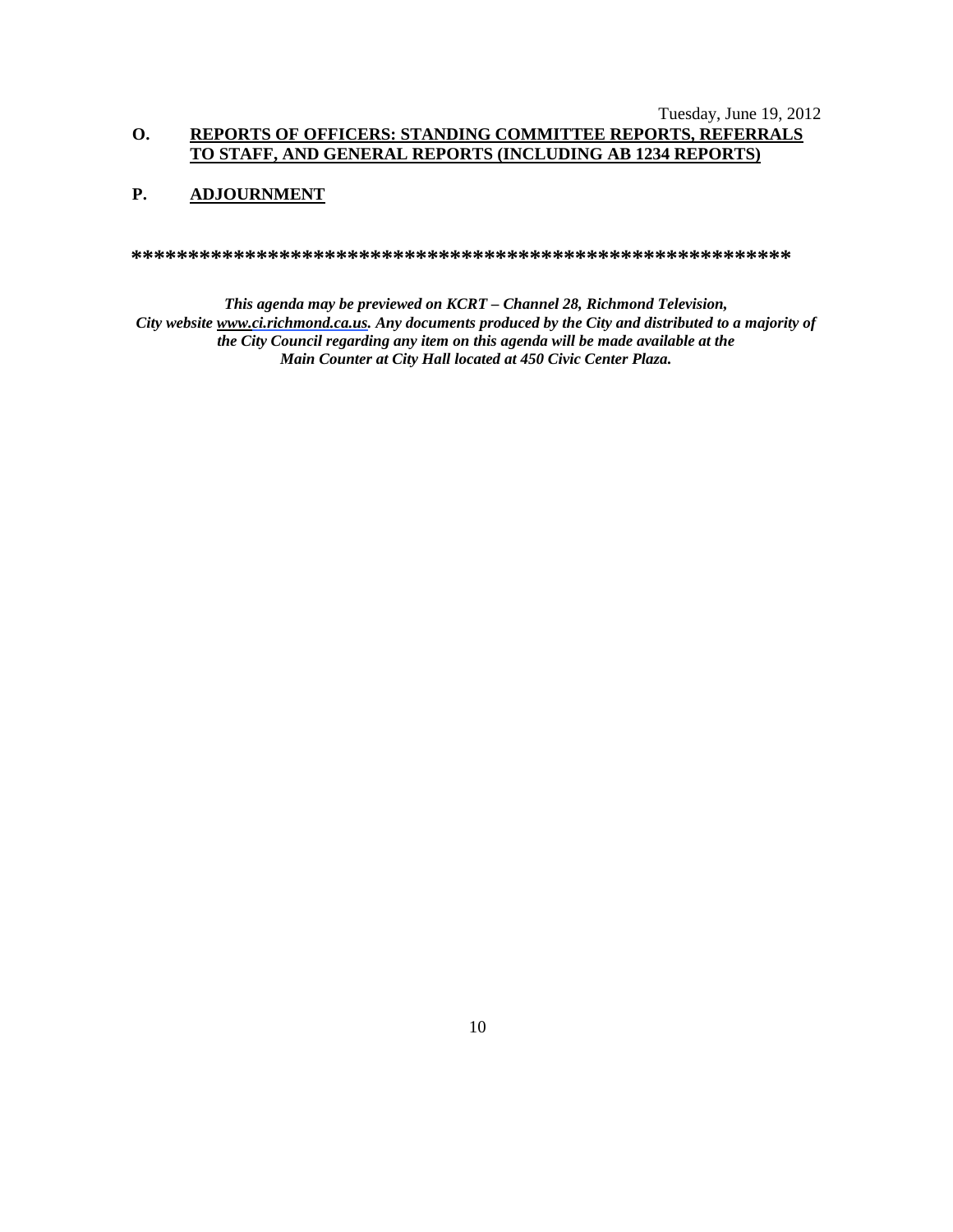Tuesday, June 19, 2012

**O. REPORTS OF OFFICERS: STANDING COMMITTEE REPORTS, REFERRALS TO STAFF, AND GENERAL REPORTS (INCLUDING AB 1234 REPORTS)**

**P. ADJOURNMENT**

**\*\*\*\*\*\*\*\*\*\*\*\*\*\*\*\*\*\*\*\*\*\*\*\*\*\*\*\*\*\*\*\*\*\*\*\*\*\*\*\*\*\*\*\*\*\*\*\*\*\*\*\*\*\*\*\*\*\*\***

***This agenda may be previewed on KCRT – Channel 28, Richmond Television, City website www.ci.richmond.ca.us. Any documents produced by the City and distributed to a majority of the City Council regarding any item on this agenda will be made available at the Main Counter at City Hall located at 450 Civic Center Plaza.***